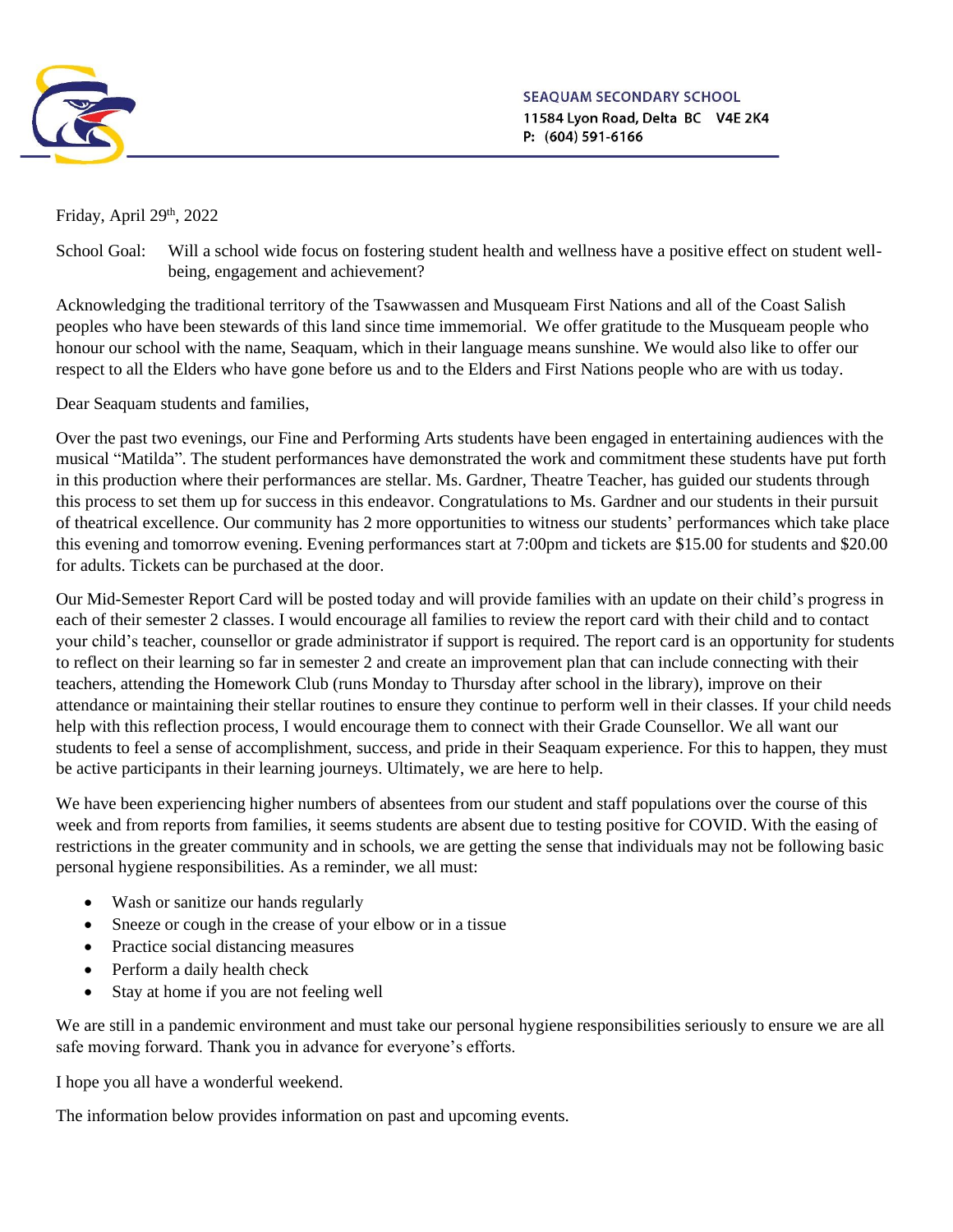**SEAQUAM SECONDARY SCHOOL**
11584 Lyon Road, Delta BC V4E 2K4
P: (604) 591-6166

Friday, April 29th, 2022

School Goal: Will a school wide focus on fostering student health and wellness have a positive effect on student well-being, engagement and achievement?

Acknowledging the traditional territory of the Tsawwassen and Musqueam First Nations and all of the Coast Salish peoples who have been stewards of this land since time immemorial. We offer gratitude to the Musqueam people who honour our school with the name, Seaquam, which in their language means sunshine. We would also like to offer our respect to all the Elders who have gone before us and to the Elders and First Nations people who are with us today.

Dear Seaquam students and families,

Over the past two evenings, our Fine and Performing Arts students have been engaged in entertaining audiences with the musical "Matilda". The student performances have demonstrated the work and commitment these students have put forth in this production where their performances are stellar. Ms. Gardner, Theatre Teacher, has guided our students through this process to set them up for success in this endeavor. Congratulations to Ms. Gardner and our students in their pursuit of theatrical excellence. Our community has 2 more opportunities to witness our students' performances which take place this evening and tomorrow evening. Evening performances start at 7:00pm and tickets are $15.00 for students and $20.00 for adults. Tickets can be purchased at the door.

Our Mid-Semester Report Card will be posted today and will provide families with an update on their child's progress in each of their semester 2 classes. I would encourage all families to review the report card with their child and to contact your child's teacher, counsellor or grade administrator if support is required. The report card is an opportunity for students to reflect on their learning so far in semester 2 and create an improvement plan that can include connecting with their teachers, attending the Homework Club (runs Monday to Thursday after school in the library), improve on their attendance or maintaining their stellar routines to ensure they continue to perform well in their classes. If your child needs help with this reflection process, I would encourage them to connect with their Grade Counsellor. We all want our students to feel a sense of accomplishment, success, and pride in their Seaquam experience. For this to happen, they must be active participants in their learning journeys. Ultimately, we are here to help.

We have been experiencing higher numbers of absentees from our student and staff populations over the course of this week and from reports from families, it seems students are absent due to testing positive for COVID. With the easing of restrictions in the greater community and in schools, we are getting the sense that individuals may not be following basic personal hygiene responsibilities. As a reminder, we all must:

- Wash or sanitize our hands regularly
- Sneeze or cough in the crease of your elbow or in a tissue
- Practice social distancing measures
- Perform a daily health check
- Stay at home if you are not feeling well

We are still in a pandemic environment and must take our personal hygiene responsibilities seriously to ensure we are all safe moving forward. Thank you in advance for everyone's efforts.

I hope you all have a wonderful weekend.

The information below provides information on past and upcoming events.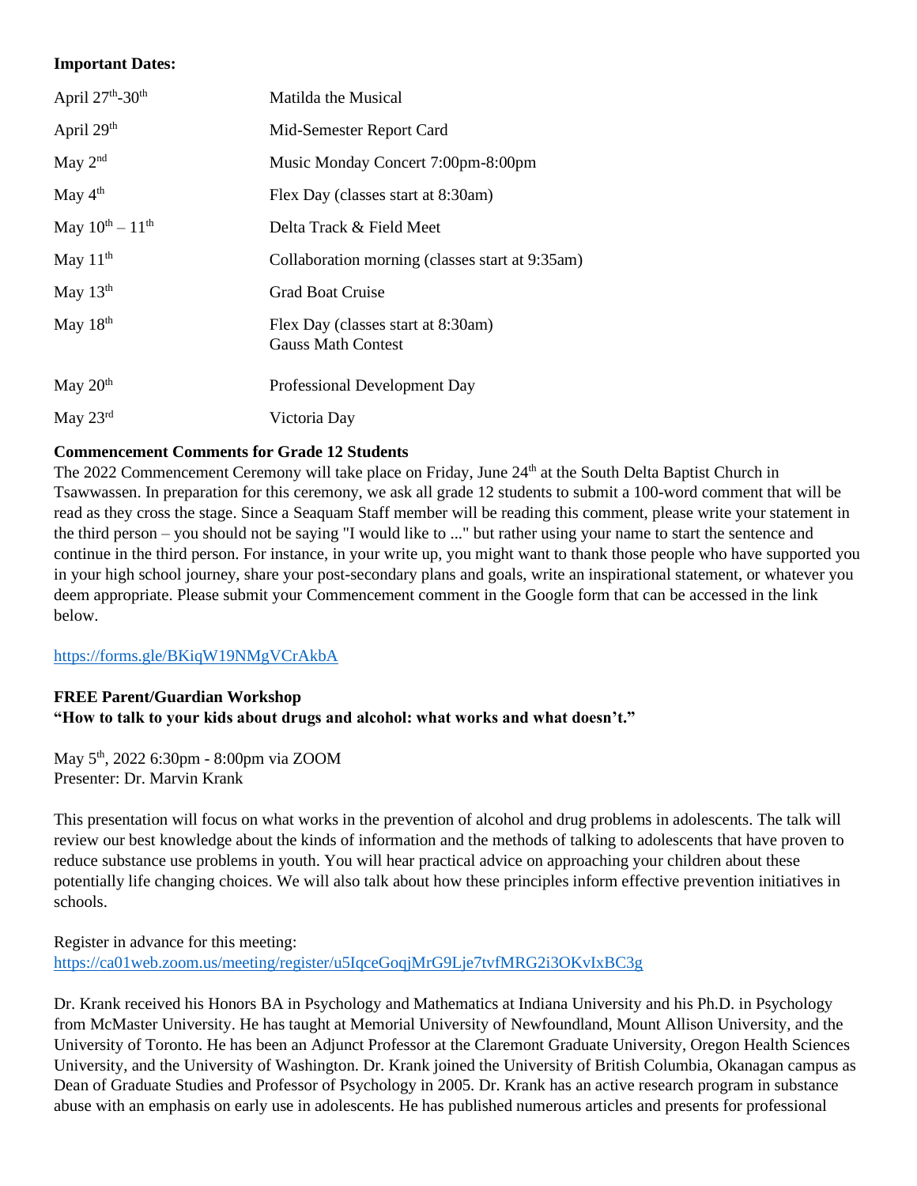**Important Dates:**

| | |
|---|---|
| April 27th-30th | Matilda the Musical |
| April 29th | Mid-Semester Report Card |
| May 2nd | Music Monday Concert 7:00pm-8:00pm |
| May 4th | Flex Day (classes start at 8:30am) |
| May 10th – 11th | Delta Track & Field Meet |
| May 11th | Collaboration morning (classes start at 9:35am) |
| May 13th | Grad Boat Cruise |
| May 18th | Flex Day (classes start at 8:30am)<br>Gauss Math Contest |
| May 20th | Professional Development Day |
| May 23rd | Victoria Day |

**Commencement Comments for Grade 12 Students**

The 2022 Commencement Ceremony will take place on Friday, June 24th at the South Delta Baptist Church in Tsawwassen. In preparation for this ceremony, we ask all grade 12 students to submit a 100-word comment that will be read as they cross the stage. Since a Seaquam Staff member will be reading this comment, please write your statement in the third person – you should not be saying "I would like to ..." but rather using your name to start the sentence and continue in the third person. For instance, in your write up, you might want to thank those people who have supported you in your high school journey, share your post-secondary plans and goals, write an inspirational statement, or whatever you deem appropriate. Please submit your Commencement comment in the Google form that can be accessed in the link below.

https://forms.gle/BKiqW19NMgVCrAkbA

**FREE Parent/Guardian Workshop**
**"How to talk to your kids about drugs and alcohol: what works and what doesn't."**

May 5th, 2022 6:30pm - 8:00pm via ZOOM
Presenter: Dr. Marvin Krank

This presentation will focus on what works in the prevention of alcohol and drug problems in adolescents. The talk will review our best knowledge about the kinds of information and the methods of talking to adolescents that have proven to reduce substance use problems in youth. You will hear practical advice on approaching your children about these potentially life changing choices. We will also talk about how these principles inform effective prevention initiatives in schools.

Register in advance for this meeting:
https://ca01web.zoom.us/meeting/register/u5IqceGoqjMrG9Lje7tvfMRG2i3OKvIxBC3g

Dr. Krank received his Honors BA in Psychology and Mathematics at Indiana University and his Ph.D. in Psychology from McMaster University. He has taught at Memorial University of Newfoundland, Mount Allison University, and the University of Toronto. He has been an Adjunct Professor at the Claremont Graduate University, Oregon Health Sciences University, and the University of Washington. Dr. Krank joined the University of British Columbia, Okanagan campus as Dean of Graduate Studies and Professor of Psychology in 2005. Dr. Krank has an active research program in substance abuse with an emphasis on early use in adolescents. He has published numerous articles and presents for professional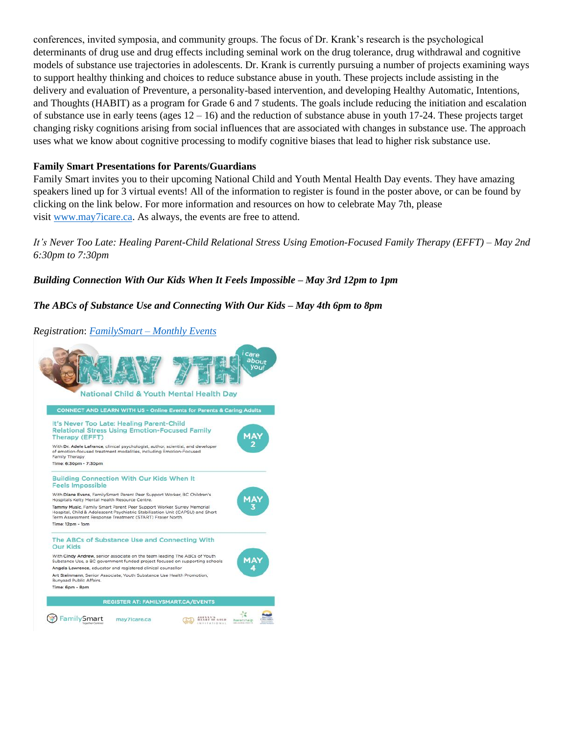conferences, invited symposia, and community groups. The focus of Dr. Krank's research is the psychological determinants of drug use and drug effects including seminal work on the drug tolerance, drug withdrawal and cognitive models of substance use trajectories in adolescents. Dr. Krank is currently pursuing a number of projects examining ways to support healthy thinking and choices to reduce substance abuse in youth. These projects include assisting in the delivery and evaluation of Preventure, a personality-based intervention, and developing Healthy Automatic, Intentions, and Thoughts (HABIT) as a program for Grade 6 and 7 students. The goals include reducing the initiation and escalation of substance use in early teens (ages 12 – 16) and the reduction of substance abuse in youth 17-24. These projects target changing risky cognitions arising from social influences that are associated with changes in substance use. The approach uses what we know about cognitive processing to modify cognitive biases that lead to higher risk substance use.

**Family Smart Presentations for Parents/Guardians**

Family Smart invites you to their upcoming National Child and Youth Mental Health Day events. They have amazing speakers lined up for 3 virtual events! All of the information to register is found in the poster above, or can be found by clicking on the link below. For more information and resources on how to celebrate May 7th, please visit www.may7icare.ca. As always, the events are free to attend.

*It's Never Too Late: Healing Parent-Child Relational Stress Using Emotion-Focused Family Therapy (EFFT) – May 2nd 6:30pm to 7:30pm*

***Building Connection With Our Kids When It Feels Impossible – May 3rd 12pm to 1pm***

***The ABCs of Substance Use and Connecting With Our Kids – May 4th 6pm to 8pm***

*Registration*: *FamilySmart – Monthly Events*

MAY 7TH — i care about you!

National Child & Youth Mental Health Day

CONNECT AND LEARN WITH US - Online Events for Parents & Caring Adults

It's Never Too Late: Healing Parent-Child Relational Stress Using Emotion-Focused Family Therapy (EFFT) — MAY 2

With **Dr. Adele Lafrance**, clinical psychologist, author, scientist, and developer of emotion-focused treatment modalities, including Emotion-Focused Family Therapy

Time: 6:30pm - 7:30pm

Building Connection With Our Kids When It Feels Impossible — MAY 3

With **Diane Evans**, FamilySmart Parent Peer Support Worker, BC Children's Hospitals Kelty Mental Health Resource Centre.

**Tammy Music**, Family Smart Parent Peer Support Worker, Surrey Memorial Hospital, Child & Adolescent Psychiatric Stabilization Unit (CAPSU) and Short Term Assessment Response Treatment (START) Fraser North.

Time: 12pm - 1pm

The ABCs of Substance Use and Connecting With Our Kids — MAY 4

With **Cindy Andrew**, senior associate on the team leading The ABCs of Youth Substance Use, a BC government funded project focused on supporting schools

**Angela Lawrence**, educator and registered clinical counsellor

**Art Steinmann**, Senior Associate, Youth Substance Use Health Promotion, Bunyaad Public Affairs.

Time: 6pm - 8pm

REGISTER AT: FAMILYSMART.CA/EVENTS

FamilySmart — may7icare.ca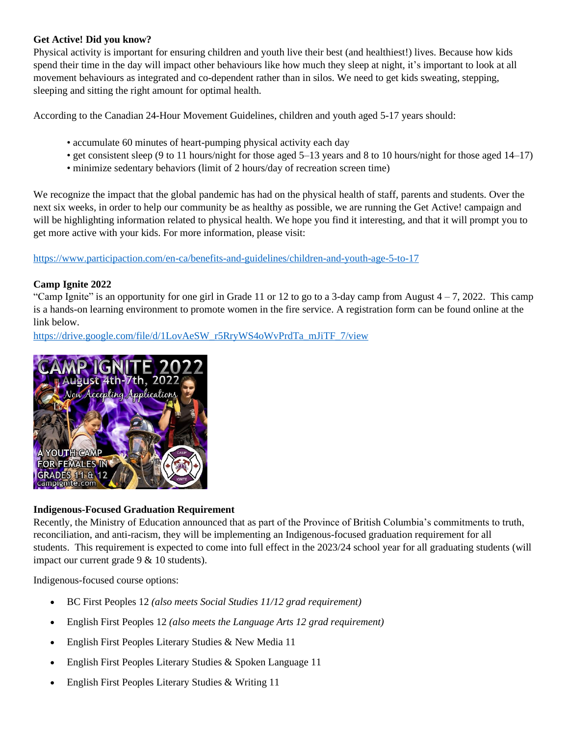**Get Active! Did you know?**

Physical activity is important for ensuring children and youth live their best (and healthiest!) lives. Because how kids spend their time in the day will impact other behaviours like how much they sleep at night, it's important to look at all movement behaviours as integrated and co-dependent rather than in silos. We need to get kids sweating, stepping, sleeping and sitting the right amount for optimal health.

According to the Canadian 24-Hour Movement Guidelines, children and youth aged 5-17 years should:

- accumulate 60 minutes of heart-pumping physical activity each day
- get consistent sleep (9 to 11 hours/night for those aged 5–13 years and 8 to 10 hours/night for those aged 14–17)
- minimize sedentary behaviors (limit of 2 hours/day of recreation screen time)

We recognize the impact that the global pandemic has had on the physical health of staff, parents and students. Over the next six weeks, in order to help our community be as healthy as possible, we are running the Get Active! campaign and will be highlighting information related to physical health. We hope you find it interesting, and that it will prompt you to get more active with your kids. For more information, please visit:

https://www.participaction.com/en-ca/benefits-and-guidelines/children-and-youth-age-5-to-17

**Camp Ignite 2022**

"Camp Ignite" is an opportunity for one girl in Grade 11 or 12 to go to a 3-day camp from August 4 – 7, 2022. This camp is a hands-on learning environment to promote women in the fire service. A registration form can be found online at the link below.

https://drive.google.com/file/d/1LovAeSW_r5RryWS4oWvPrdTa_mJiTF_7/view

**Indigenous-Focused Graduation Requirement**

Recently, the Ministry of Education announced that as part of the Province of British Columbia's commitments to truth, reconciliation, and anti-racism, they will be implementing an Indigenous-focused graduation requirement for all students. This requirement is expected to come into full effect in the 2023/24 school year for all graduating students (will impact our current grade 9 & 10 students).

Indigenous-focused course options:

- BC First Peoples 12 *(also meets Social Studies 11/12 grad requirement)*
- English First Peoples 12 *(also meets the Language Arts 12 grad requirement)*
- English First Peoples Literary Studies & New Media 11
- English First Peoples Literary Studies & Spoken Language 11
- English First Peoples Literary Studies & Writing 11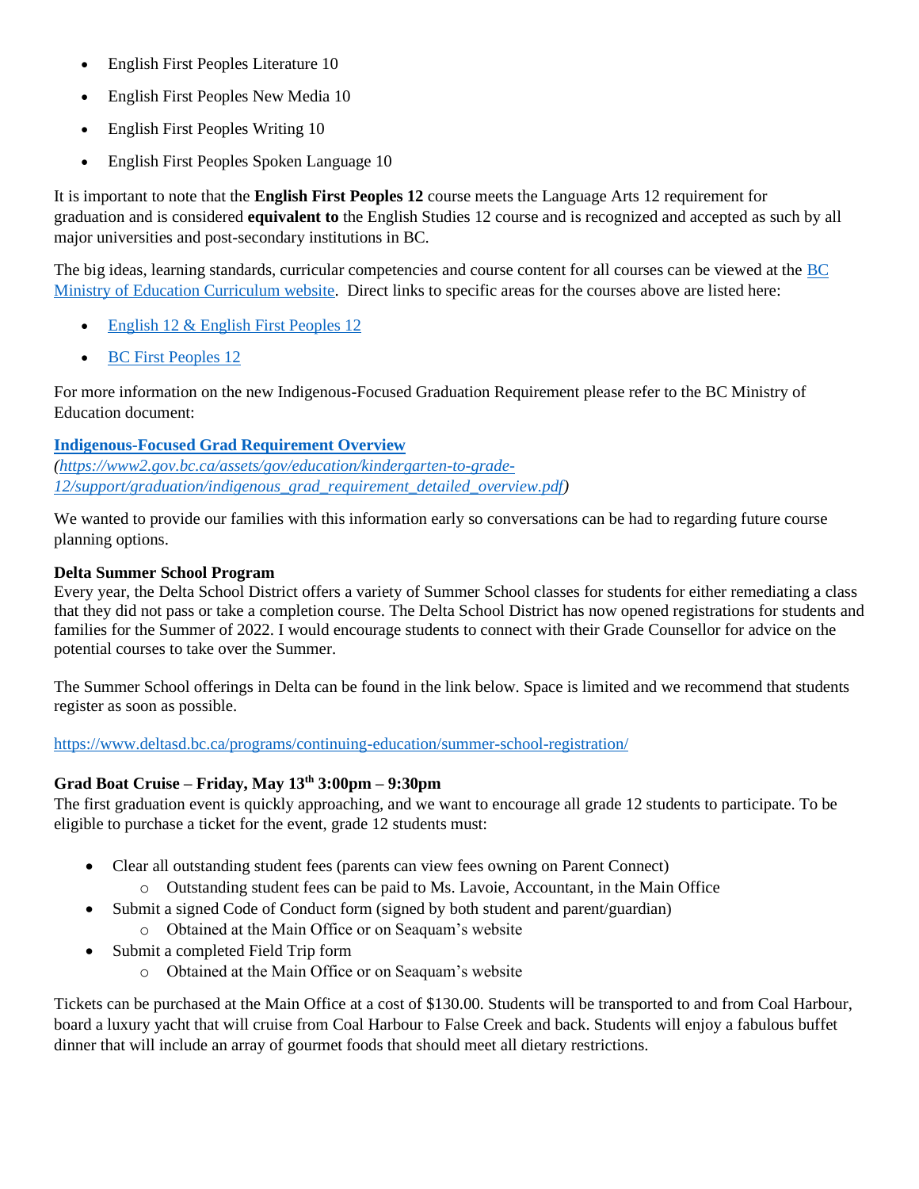- English First Peoples Literature 10
- English First Peoples New Media 10
- English First Peoples Writing 10
- English First Peoples Spoken Language 10

It is important to note that the **English First Peoples 12** course meets the Language Arts 12 requirement for graduation and is considered **equivalent to** the English Studies 12 course and is recognized and accepted as such by all major universities and post-secondary institutions in BC.

The big ideas, learning standards, curricular competencies and course content for all courses can be viewed at the BC Ministry of Education Curriculum website. Direct links to specific areas for the courses above are listed here:

- English 12 & English First Peoples 12
- BC First Peoples 12

For more information on the new Indigenous-Focused Graduation Requirement please refer to the BC Ministry of Education document:

**Indigenous-Focused Grad Requirement Overview**
*(https://www2.gov.bc.ca/assets/gov/education/kindergarten-to-grade-12/support/graduation/indigenous_grad_requirement_detailed_overview.pdf)*

We wanted to provide our families with this information early so conversations can be had to regarding future course planning options.

**Delta Summer School Program**
Every year, the Delta School District offers a variety of Summer School classes for students for either remediating a class that they did not pass or take a completion course. The Delta School District has now opened registrations for students and families for the Summer of 2022. I would encourage students to connect with their Grade Counsellor for advice on the potential courses to take over the Summer.

The Summer School offerings in Delta can be found in the link below. Space is limited and we recommend that students register as soon as possible.

https://www.deltasd.bc.ca/programs/continuing-education/summer-school-registration/

**Grad Boat Cruise – Friday, May 13th 3:00pm – 9:30pm**
The first graduation event is quickly approaching, and we want to encourage all grade 12 students to participate. To be eligible to purchase a ticket for the event, grade 12 students must:

- Clear all outstanding student fees (parents can view fees owning on Parent Connect)
  - Outstanding student fees can be paid to Ms. Lavoie, Accountant, in the Main Office
- Submit a signed Code of Conduct form (signed by both student and parent/guardian)
  - Obtained at the Main Office or on Seaquam's website
- Submit a completed Field Trip form
  - Obtained at the Main Office or on Seaquam's website

Tickets can be purchased at the Main Office at a cost of $130.00. Students will be transported to and from Coal Harbour, board a luxury yacht that will cruise from Coal Harbour to False Creek and back. Students will enjoy a fabulous buffet dinner that will include an array of gourmet foods that should meet all dietary restrictions.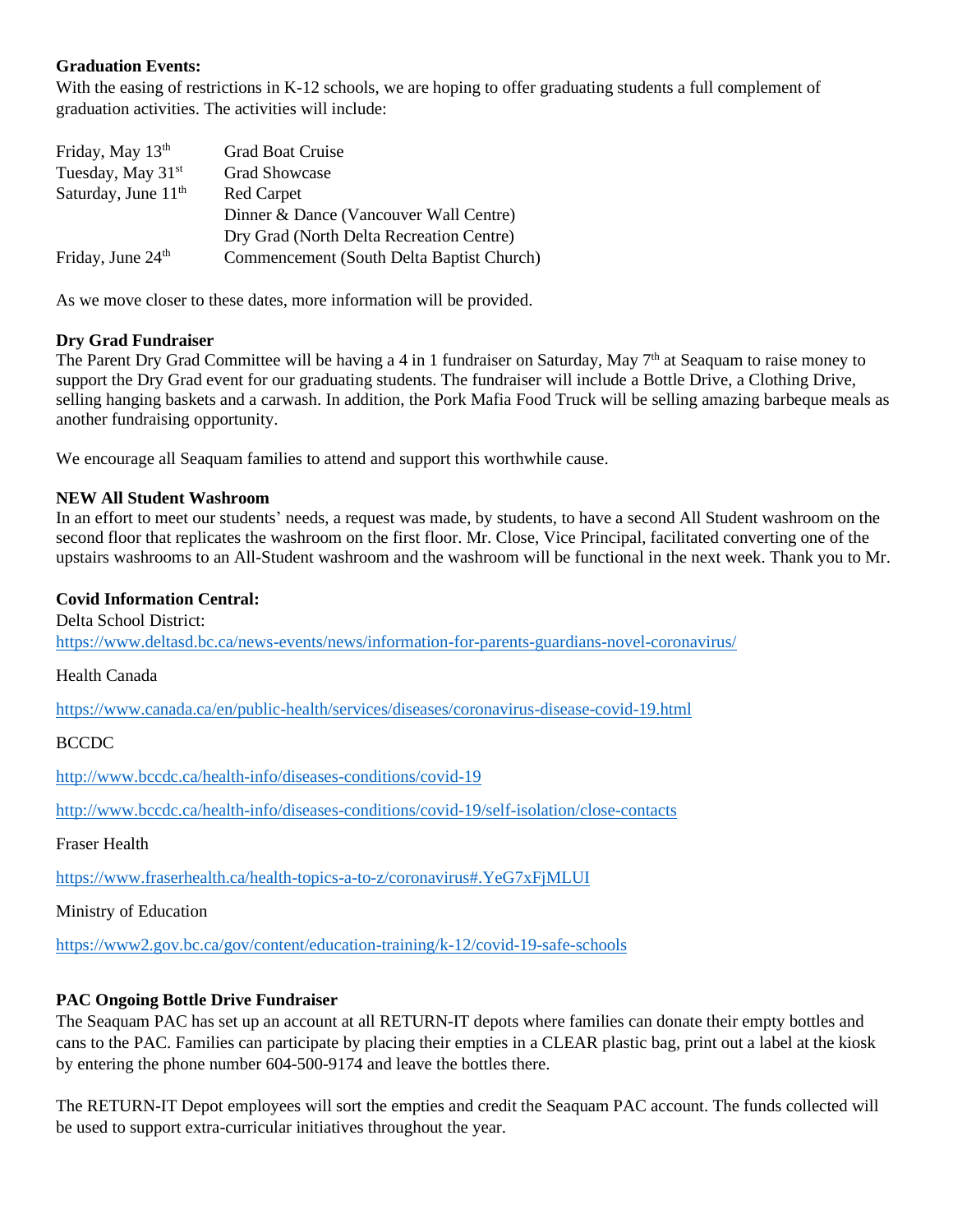**Graduation Events:**
With the easing of restrictions in K-12 schools, we are hoping to offer graduating students a full complement of graduation activities. The activities will include:

| | |
|---|---|
| Friday, May 13th | Grad Boat Cruise |
| Tuesday, May 31st | Grad Showcase |
| Saturday, June 11th | Red Carpet |
| | Dinner & Dance (Vancouver Wall Centre) |
| | Dry Grad (North Delta Recreation Centre) |
| Friday, June 24th | Commencement (South Delta Baptist Church) |

As we move closer to these dates, more information will be provided.

**Dry Grad Fundraiser**
The Parent Dry Grad Committee will be having a 4 in 1 fundraiser on Saturday, May 7th at Seaquam to raise money to support the Dry Grad event for our graduating students. The fundraiser will include a Bottle Drive, a Clothing Drive, selling hanging baskets and a carwash. In addition, the Pork Mafia Food Truck will be selling amazing barbeque meals as another fundraising opportunity.

We encourage all Seaquam families to attend and support this worthwhile cause.

**NEW All Student Washroom**
In an effort to meet our students' needs, a request was made, by students, to have a second All Student washroom on the second floor that replicates the washroom on the first floor. Mr. Close, Vice Principal, facilitated converting one of the upstairs washrooms to an All-Student washroom and the washroom will be functional in the next week. Thank you to Mr.

**Covid Information Central:**
Delta School District:
https://www.deltasd.bc.ca/news-events/news/information-for-parents-guardians-novel-coronavirus/

Health Canada

https://www.canada.ca/en/public-health/services/diseases/coronavirus-disease-covid-19.html

BCCDC

http://www.bccdc.ca/health-info/diseases-conditions/covid-19

http://www.bccdc.ca/health-info/diseases-conditions/covid-19/self-isolation/close-contacts

Fraser Health

https://www.fraserhealth.ca/health-topics-a-to-z/coronavirus#.YeG7xFjMLUI

Ministry of Education

https://www2.gov.bc.ca/gov/content/education-training/k-12/covid-19-safe-schools

**PAC Ongoing Bottle Drive Fundraiser**
The Seaquam PAC has set up an account at all RETURN-IT depots where families can donate their empty bottles and cans to the PAC. Families can participate by placing their empties in a CLEAR plastic bag, print out a label at the kiosk by entering the phone number 604-500-9174 and leave the bottles there.

The RETURN-IT Depot employees will sort the empties and credit the Seaquam PAC account. The funds collected will be used to support extra-curricular initiatives throughout the year.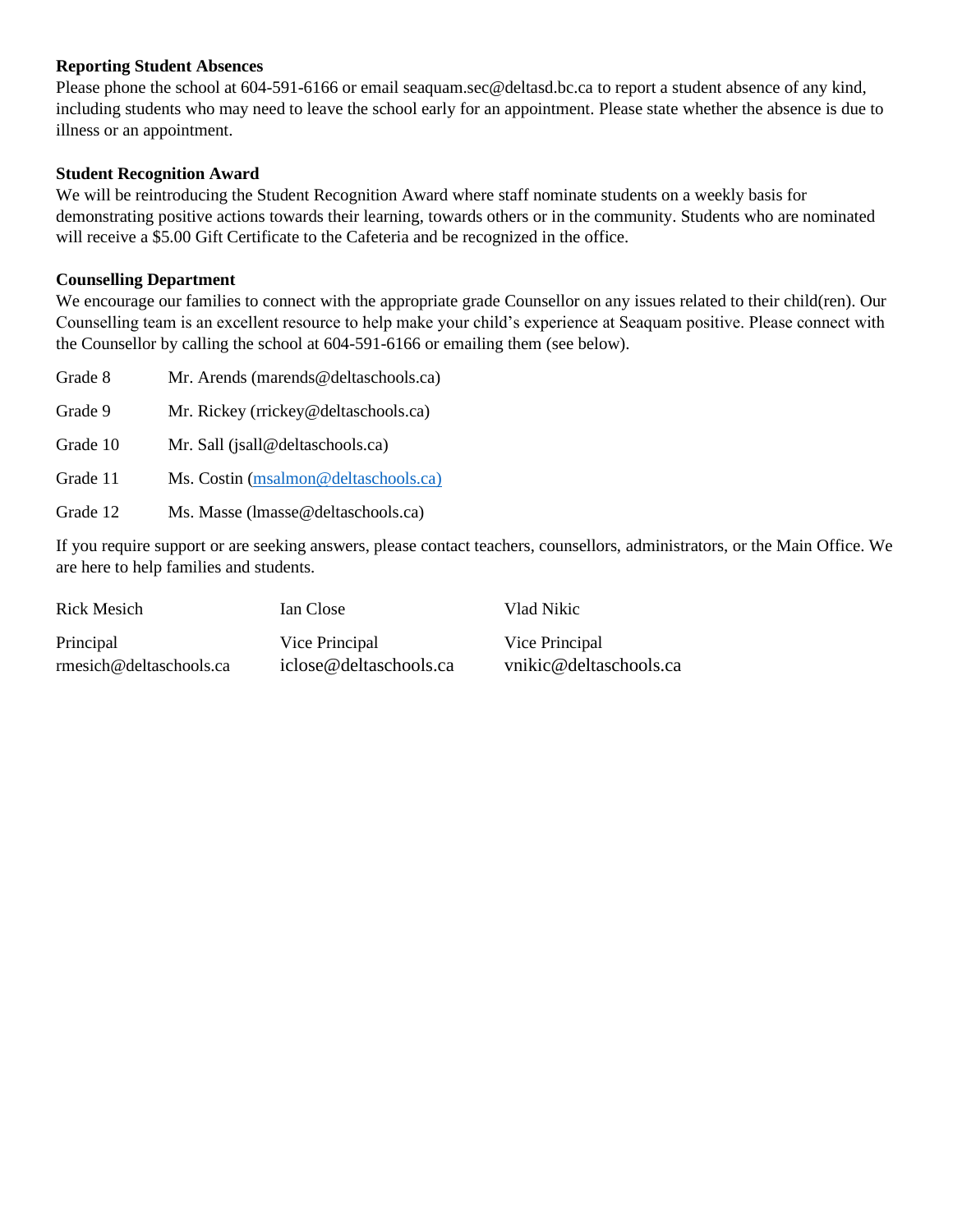**Reporting Student Absences**

Please phone the school at 604-591-6166 or email seaquam.sec@deltasd.bc.ca to report a student absence of any kind, including students who may need to leave the school early for an appointment. Please state whether the absence is due to illness or an appointment.

**Student Recognition Award**

We will be reintroducing the Student Recognition Award where staff nominate students on a weekly basis for demonstrating positive actions towards their learning, towards others or in the community. Students who are nominated will receive a $5.00 Gift Certificate to the Cafeteria and be recognized in the office.

**Counselling Department**

We encourage our families to connect with the appropriate grade Counsellor on any issues related to their child(ren). Our Counselling team is an excellent resource to help make your child's experience at Seaquam positive. Please connect with the Counsellor by calling the school at 604-591-6166 or emailing them (see below).

| | |
|---|---|
| Grade 8 | Mr. Arends (marends@deltaschools.ca) |
| Grade 9 | Mr. Rickey (rrickey@deltaschools.ca) |
| Grade 10 | Mr. Sall (jsall@deltaschools.ca) |
| Grade 11 | Ms. Costin (msalmon@deltaschools.ca) |
| Grade 12 | Ms. Masse (lmasse@deltaschools.ca) |

If you require support or are seeking answers, please contact teachers, counsellors, administrators, or the Main Office. We are here to help families and students.

| | | |
|---|---|---|
| Rick Mesich | Ian Close | Vlad Nikic |
| Principal<br>rmesich@deltaschools.ca | Vice Principal<br>iclose@deltaschools.ca | Vice Principal<br>vnikic@deltaschools.ca |